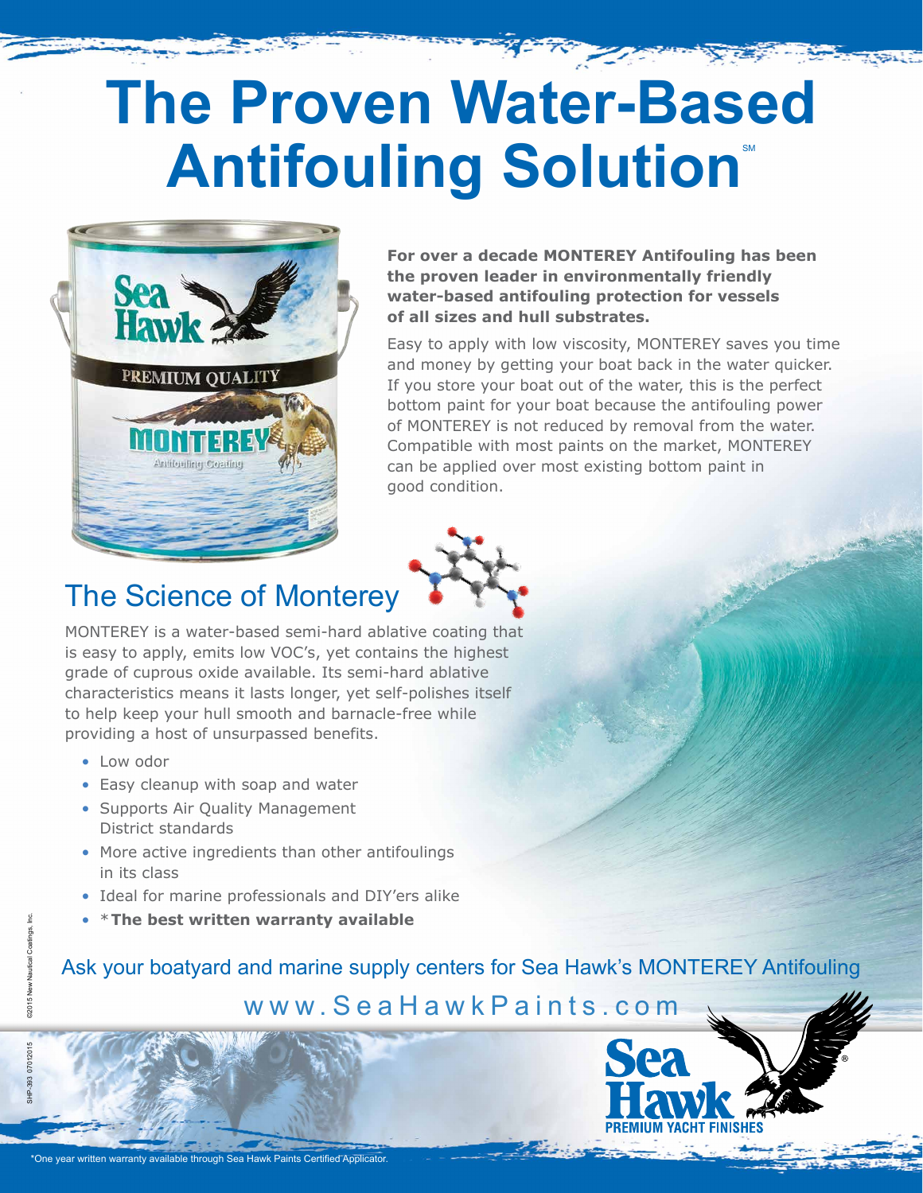# The Proven Water-Based Antifouling Solution℠

**For over a decade MONTEREY Antifouling has been the proven leader in environmentally friendly water-based antifouling protection for vessels of all sizes and hull substrates.**

Easy to apply with low viscosity, MONTEREY saves you time and money by getting your boat back in the water quicker. If you store your boat out of the water, this is the perfect bottom paint for your boat because the antifouling power of MONTEREY is not reduced by removal from the water. Compatible with most paints on the market, MONTEREY can be applied over most existing bottom paint in good condition.

## The Science of Monterey

MONTEREY is a water-based semi-hard ablative coating that is easy to apply, emits low VOC's, yet contains the highest grade of cuprous oxide available. Its semi-hard ablative characteristics means it lasts longer, yet self-polishes itself to help keep your hull smooth and barnacle-free while providing a host of unsurpassed benefits.

- Low odor
- Easy cleanup with soap and water
- Supports Air Quality Management District standards
- More active ingredients than other antifoulings in its class
- Ideal for marine professionals and DIY'ers alike
- ***The best written warranty available**

Ask your boatyard and marine supply centers for Sea Hawk's MONTEREY Antifouling

www.SeaHawkPaints.com

Sea Hawk® PREMIUM YACHT FINISHES

©2015 New Nautical Coatings, Inc.

SHP-393 07012015

*One year written warranty available through Sea Hawk Paints Certified Applicator.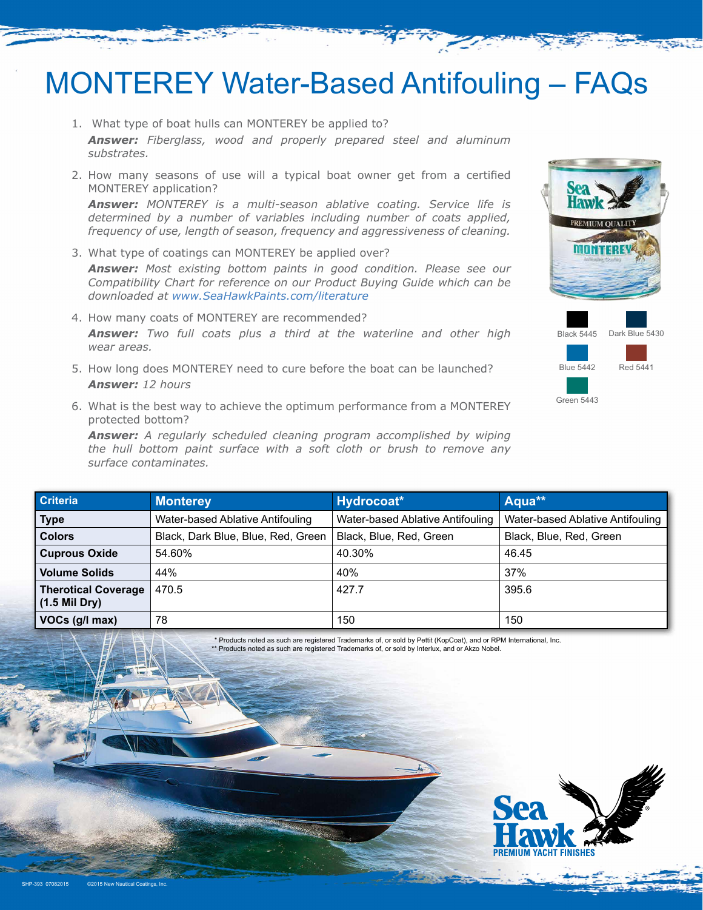# MONTEREY Water-Based Antifouling – FAQs

1. What type of boat hulls can MONTEREY be applied to?

   ***Answer:*** *Fiberglass, wood and properly prepared steel and aluminum substrates.*

2. How many seasons of use will a typical boat owner get from a certified MONTEREY application?

   ***Answer:*** *MONTEREY is a multi-season ablative coating. Service life is determined by a number of variables including number of coats applied, frequency of use, length of season, frequency and aggressiveness of cleaning.*

3. What type of coatings can MONTEREY be applied over?

   ***Answer:*** *Most existing bottom paints in good condition. Please see our Compatibility Chart for reference on our Product Buying Guide which can be downloaded at www.SeaHawkPaints.com/literature*

4. How many coats of MONTEREY are recommended?

   ***Answer:*** *Two full coats plus a third at the waterline and other high wear areas.*

5. How long does MONTEREY need to cure before the boat can be launched?

   ***Answer:*** *12 hours*

6. What is the best way to achieve the optimum performance from a MONTEREY protected bottom?

   ***Answer:*** *A regularly scheduled cleaning program accomplished by wiping the hull bottom paint surface with a soft cloth or brush to remove any surface contaminates.*

Black 5445
Dark Blue 5430
Blue 5442
Red 5441
Green 5443

| Criteria | Monterey | Hydrocoat* | Aqua** |
|---|---|---|---|
| Type | Water-based Ablative Antifouling | Water-based Ablative Antifouling | Water-based Ablative Antifouling |
| Colors | Black, Dark Blue, Blue, Red, Green | Black, Blue, Red, Green | Black, Blue, Red, Green |
| Cuprous Oxide | 54.60% | 40.30% | 46.45 |
| Volume Solids | 44% | 40% | 37% |
| Therotical Coverage (1.5 Mil Dry) | 470.5 | 427.7 | 395.6 |
| VOCs (g/l max) | 78 | 150 | 150 |

\* Products noted as such are registered Trademarks of, or sold by Pettit (KopCoat), and or RPM International, Inc.
** Products noted as such are registered Trademarks of, or sold by Interlux, and or Akzo Nobel.

Sea Hawk® PREMIUM YACHT FINISHES

SHP-393 07082015 ©2015 New Nautical Coatings, Inc.